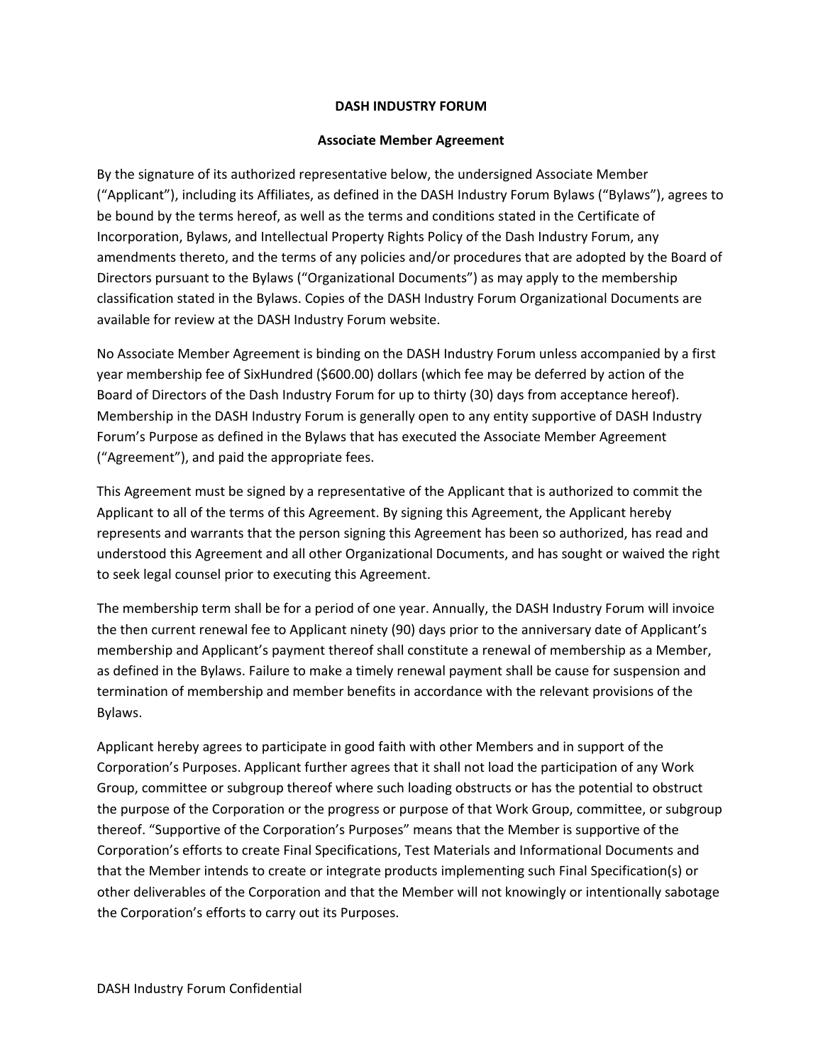# DASH INDUSTRY FORUM

## Associate Member Agreement

By the signature of its authorized representative below, the undersigned Associate Member ("Applicant"), including its Affiliates, as defined in the DASH Industry Forum Bylaws ("Bylaws"), agrees to be bound by the terms hereof, as well as the terms and conditions stated in the Certificate of Incorporation, Bylaws, and Intellectual Property Rights Policy of the Dash Industry Forum, any amendments thereto, and the terms of any policies and/or procedures that are adopted by the Board of Directors pursuant to the Bylaws ("Organizational Documents") as may apply to the membership classification stated in the Bylaws. Copies of the DASH Industry Forum Organizational Documents are available for review at the DASH Industry Forum website.

No Associate Member Agreement is binding on the DASH Industry Forum unless accompanied by a first year membership fee of SixHundred ($600.00) dollars (which fee may be deferred by action of the Board of Directors of the Dash Industry Forum for up to thirty (30) days from acceptance hereof). Membership in the DASH Industry Forum is generally open to any entity supportive of DASH Industry Forum's Purpose as defined in the Bylaws that has executed the Associate Member Agreement ("Agreement"), and paid the appropriate fees.

This Agreement must be signed by a representative of the Applicant that is authorized to commit the Applicant to all of the terms of this Agreement. By signing this Agreement, the Applicant hereby represents and warrants that the person signing this Agreement has been so authorized, has read and understood this Agreement and all other Organizational Documents, and has sought or waived the right to seek legal counsel prior to executing this Agreement.

The membership term shall be for a period of one year. Annually, the DASH Industry Forum will invoice the then current renewal fee to Applicant ninety (90) days prior to the anniversary date of Applicant's membership and Applicant's payment thereof shall constitute a renewal of membership as a Member, as defined in the Bylaws. Failure to make a timely renewal payment shall be cause for suspension and termination of membership and member benefits in accordance with the relevant provisions of the Bylaws.

Applicant hereby agrees to participate in good faith with other Members and in support of the Corporation's Purposes. Applicant further agrees that it shall not load the participation of any Work Group, committee or subgroup thereof where such loading obstructs or has the potential to obstruct the purpose of the Corporation or the progress or purpose of that Work Group, committee, or subgroup thereof. "Supportive of the Corporation's Purposes" means that the Member is supportive of the Corporation's efforts to create Final Specifications, Test Materials and Informational Documents and that the Member intends to create or integrate products implementing such Final Specification(s) or other deliverables of the Corporation and that the Member will not knowingly or intentionally sabotage the Corporation's efforts to carry out its Purposes.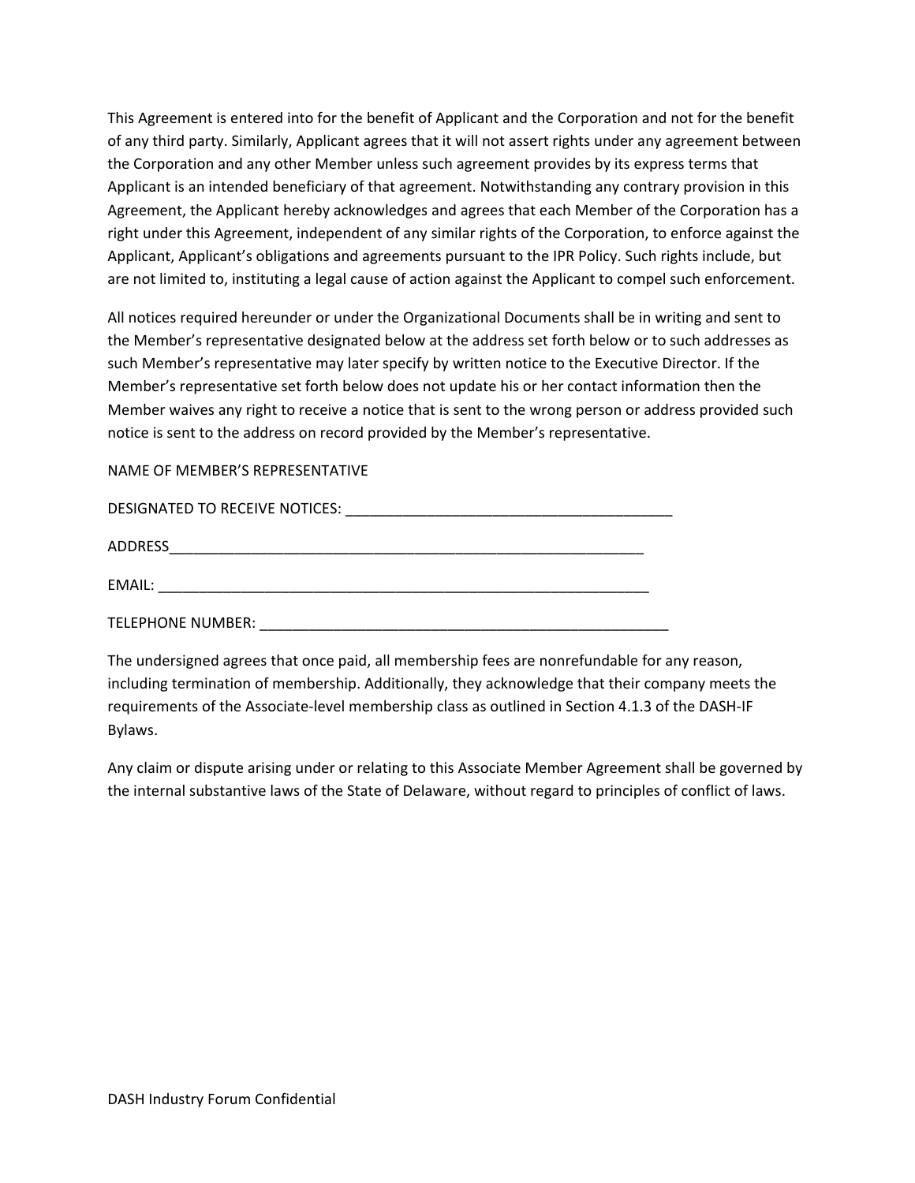This Agreement is entered into for the benefit of Applicant and the Corporation and not for the benefit of any third party. Similarly, Applicant agrees that it will not assert rights under any agreement between the Corporation and any other Member unless such agreement provides by its express terms that Applicant is an intended beneficiary of that agreement. Notwithstanding any contrary provision in this Agreement, the Applicant hereby acknowledges and agrees that each Member of the Corporation has a right under this Agreement, independent of any similar rights of the Corporation, to enforce against the Applicant, Applicant's obligations and agreements pursuant to the IPR Policy. Such rights include, but are not limited to, instituting a legal cause of action against the Applicant to compel such enforcement.

All notices required hereunder or under the Organizational Documents shall be in writing and sent to the Member's representative designated below at the address set forth below or to such addresses as such Member's representative may later specify by written notice to the Executive Director. If the Member's representative set forth below does not update his or her contact information then the Member waives any right to receive a notice that is sent to the wrong person or address provided such notice is sent to the address on record provided by the Member's representative.

NAME OF MEMBER'S REPRESENTATIVE

DESIGNATED TO RECEIVE NOTICES: _________________________________________

ADDRESS____________________________________________________________

EMAIL: _______________________________________________________________

TELEPHONE NUMBER: ____________________________________________________

The undersigned agrees that once paid, all membership fees are nonrefundable for any reason, including termination of membership. Additionally, they acknowledge that their company meets the requirements of the Associate-level membership class as outlined in Section 4.1.3 of the DASH-IF Bylaws.

Any claim or dispute arising under or relating to this Associate Member Agreement shall be governed by the internal substantive laws of the State of Delaware, without regard to principles of conflict of laws.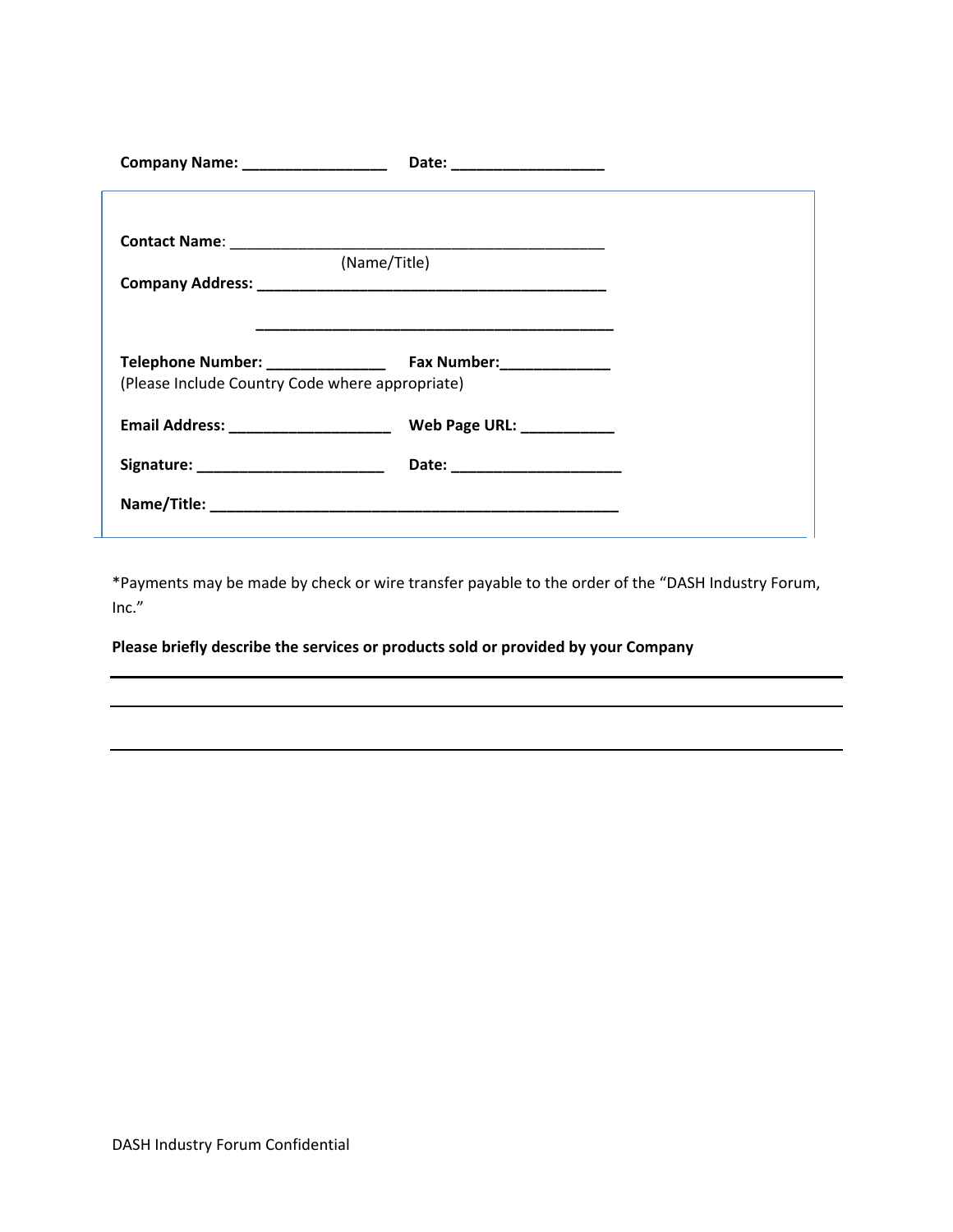**Company Name: ________________ Date: _________________**

**Contact Name**: ___________________________________________

(Name/Title)

**Company Address: _________________________________________**

**_________________________________________**

**Telephone Number: ______________ Fax Number:_____________**

(Please Include Country Code where appropriate)

**Email Address: ___________________ Web Page URL: ___________**

**Signature: ______________________ Date: ____________________**

**Name/Title: _______________________________________________**

*Payments may be made by check or wire transfer payable to the order of the "DASH Industry Forum, Inc."

**Please briefly describe the services or products sold or provided by your Company**

_____________________________________________________________________________

_____________________________________________________________________________

_____________________________________________________________________________

DASH Industry Forum Confidential